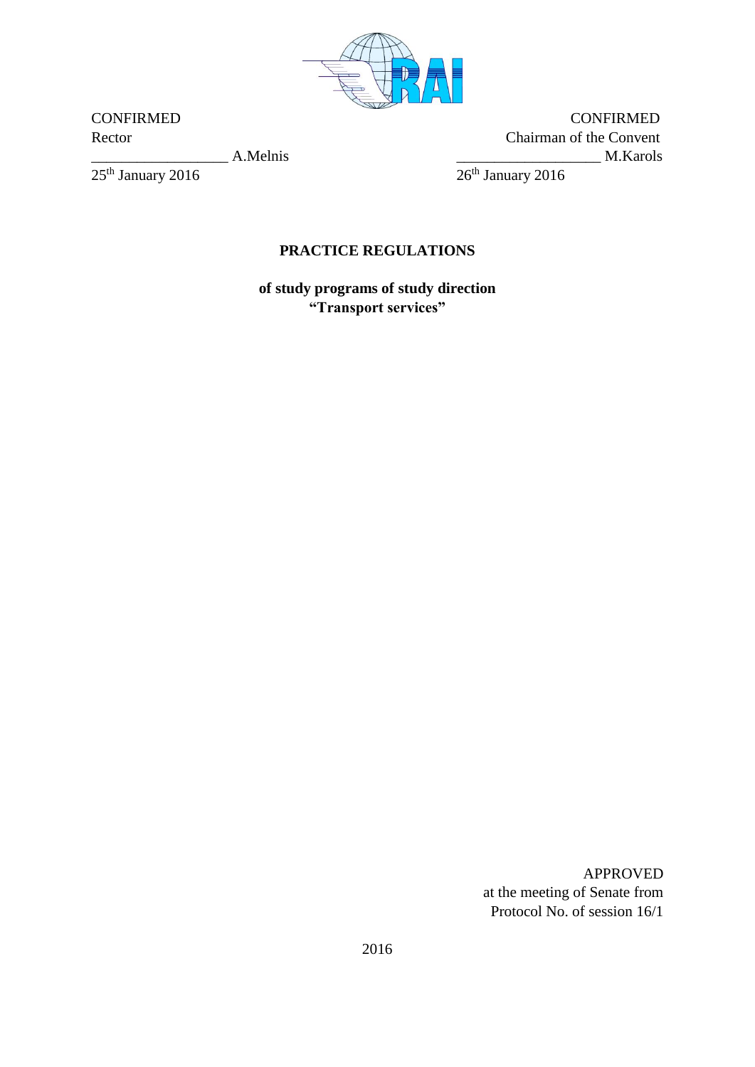CONFIRMED
Rector
__________________ A.Melnis
25th January 2016

CONFIRMED
Chairman of the Convent
___________________ M.Karols
26th January 2016

## PRACTICE REGULATIONS

**of study programs of study direction**
**"Transport services"**

APPROVED
at the meeting of Senate from
Protocol No. of session 16/1

2016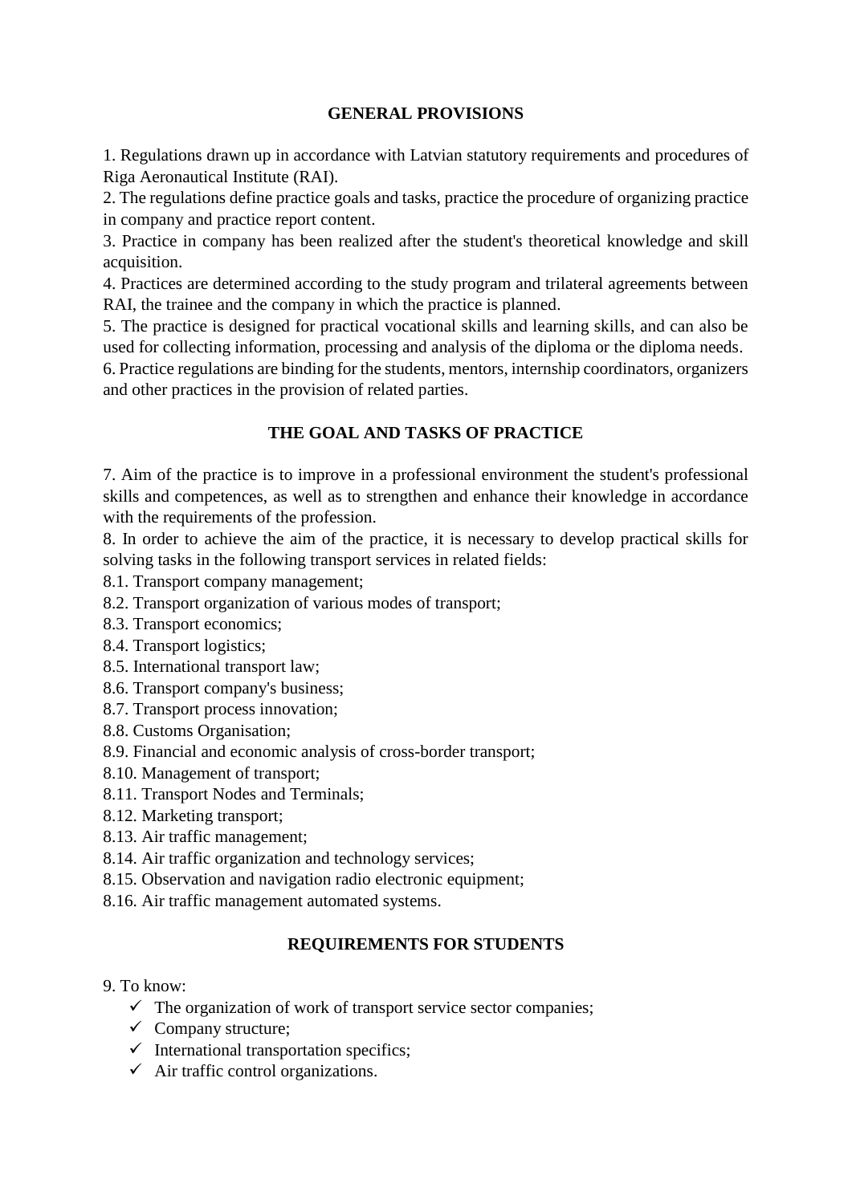## GENERAL PROVISIONS

1. Regulations drawn up in accordance with Latvian statutory requirements and procedures of Riga Aeronautical Institute (RAI).
2. The regulations define practice goals and tasks, practice the procedure of organizing practice in company and practice report content.
3. Practice in company has been realized after the student's theoretical knowledge and skill acquisition.
4. Practices are determined according to the study program and trilateral agreements between RAI, the trainee and the company in which the practice is planned.
5. The practice is designed for practical vocational skills and learning skills, and can also be used for collecting information, processing and analysis of the diploma or the diploma needs.
6. Practice regulations are binding for the students, mentors, internship coordinators, organizers and other practices in the provision of related parties.

## THE GOAL AND TASKS OF PRACTICE

7. Aim of the practice is to improve in a professional environment the student's professional skills and competences, as well as to strengthen and enhance their knowledge in accordance with the requirements of the profession.
8. In order to achieve the aim of the practice, it is necessary to develop practical skills for solving tasks in the following transport services in related fields:
8.1. Transport company management;
8.2. Transport organization of various modes of transport;
8.3. Transport economics;
8.4. Transport logistics;
8.5. International transport law;
8.6. Transport company's business;
8.7. Transport process innovation;
8.8. Customs Organisation;
8.9. Financial and economic analysis of cross-border transport;
8.10. Management of transport;
8.11. Transport Nodes and Terminals;
8.12. Marketing transport;
8.13. Air traffic management;
8.14. Air traffic organization and technology services;
8.15. Observation and navigation radio electronic equipment;
8.16. Air traffic management automated systems.

## REQUIREMENTS FOR STUDENTS

9. To know:
- ✓ The organization of work of transport service sector companies;
- ✓ Company structure;
- ✓ International transportation specifics;
- ✓ Air traffic control organizations.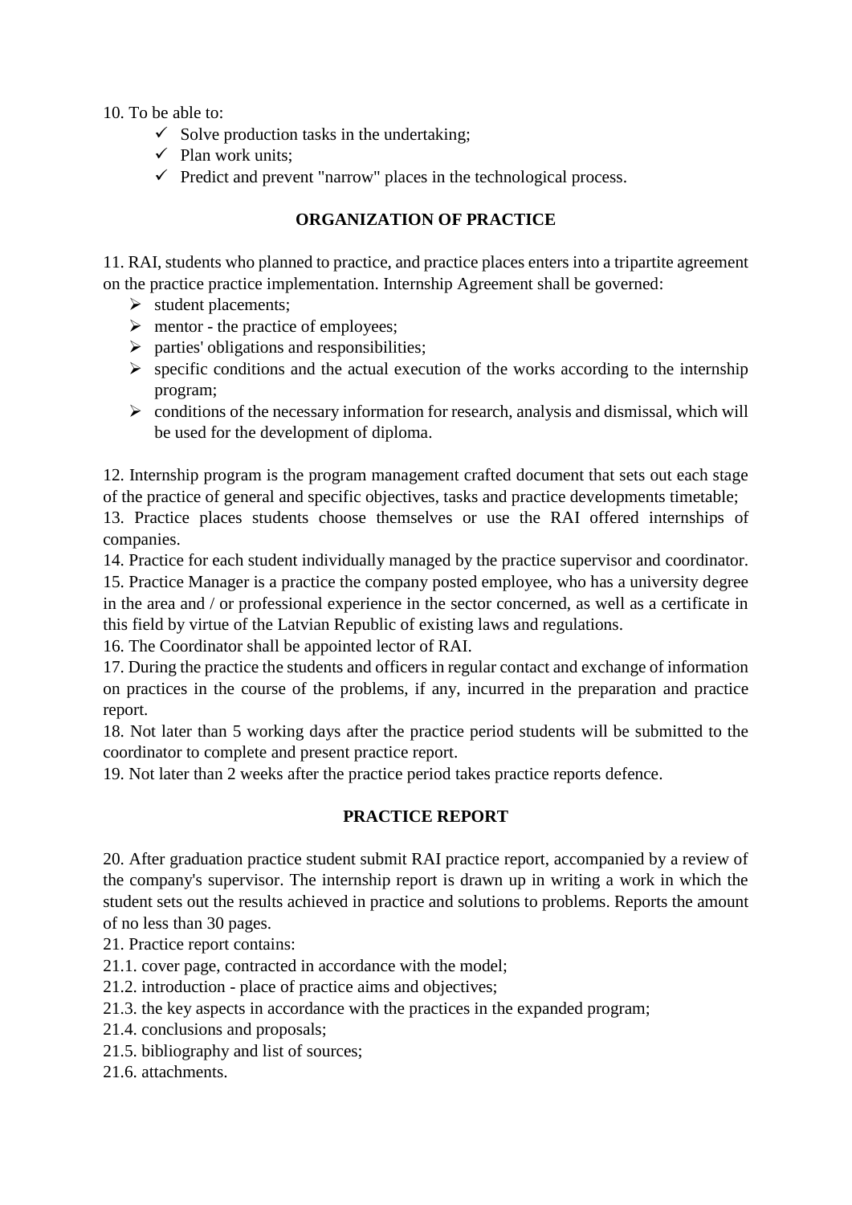10. To be able to:

- ✓ Solve production tasks in the undertaking;
- ✓ Plan work units;
- ✓ Predict and prevent "narrow" places in the technological process.

## ORGANIZATION OF PRACTICE

11. RAI, students who planned to practice, and practice places enters into a tripartite agreement on the practice practice implementation. Internship Agreement shall be governed:

- ➢ student placements;
- ➢ mentor - the practice of employees;
- ➢ parties' obligations and responsibilities;
- ➢ specific conditions and the actual execution of the works according to the internship program;
- ➢ conditions of the necessary information for research, analysis and dismissal, which will be used for the development of diploma.

12. Internship program is the program management crafted document that sets out each stage of the practice of general and specific objectives, tasks and practice developments timetable;
13. Practice places students choose themselves or use the RAI offered internships of companies.
14. Practice for each student individually managed by the practice supervisor and coordinator.
15. Practice Manager is a practice the company posted employee, who has a university degree in the area and / or professional experience in the sector concerned, as well as a certificate in this field by virtue of the Latvian Republic of existing laws and regulations.
16. The Coordinator shall be appointed lector of RAI.
17. During the practice the students and officers in regular contact and exchange of information on practices in the course of the problems, if any, incurred in the preparation and practice report.
18. Not later than 5 working days after the practice period students will be submitted to the coordinator to complete and present practice report.
19. Not later than 2 weeks after the practice period takes practice reports defence.

## PRACTICE REPORT

20. After graduation practice student submit RAI practice report, accompanied by a review of the company's supervisor. The internship report is drawn up in writing a work in which the student sets out the results achieved in practice and solutions to problems. Reports the amount of no less than 30 pages.
21. Practice report contains:
21.1. cover page, contracted in accordance with the model;
21.2. introduction - place of practice aims and objectives;
21.3. the key aspects in accordance with the practices in the expanded program;
21.4. conclusions and proposals;
21.5. bibliography and list of sources;
21.6. attachments.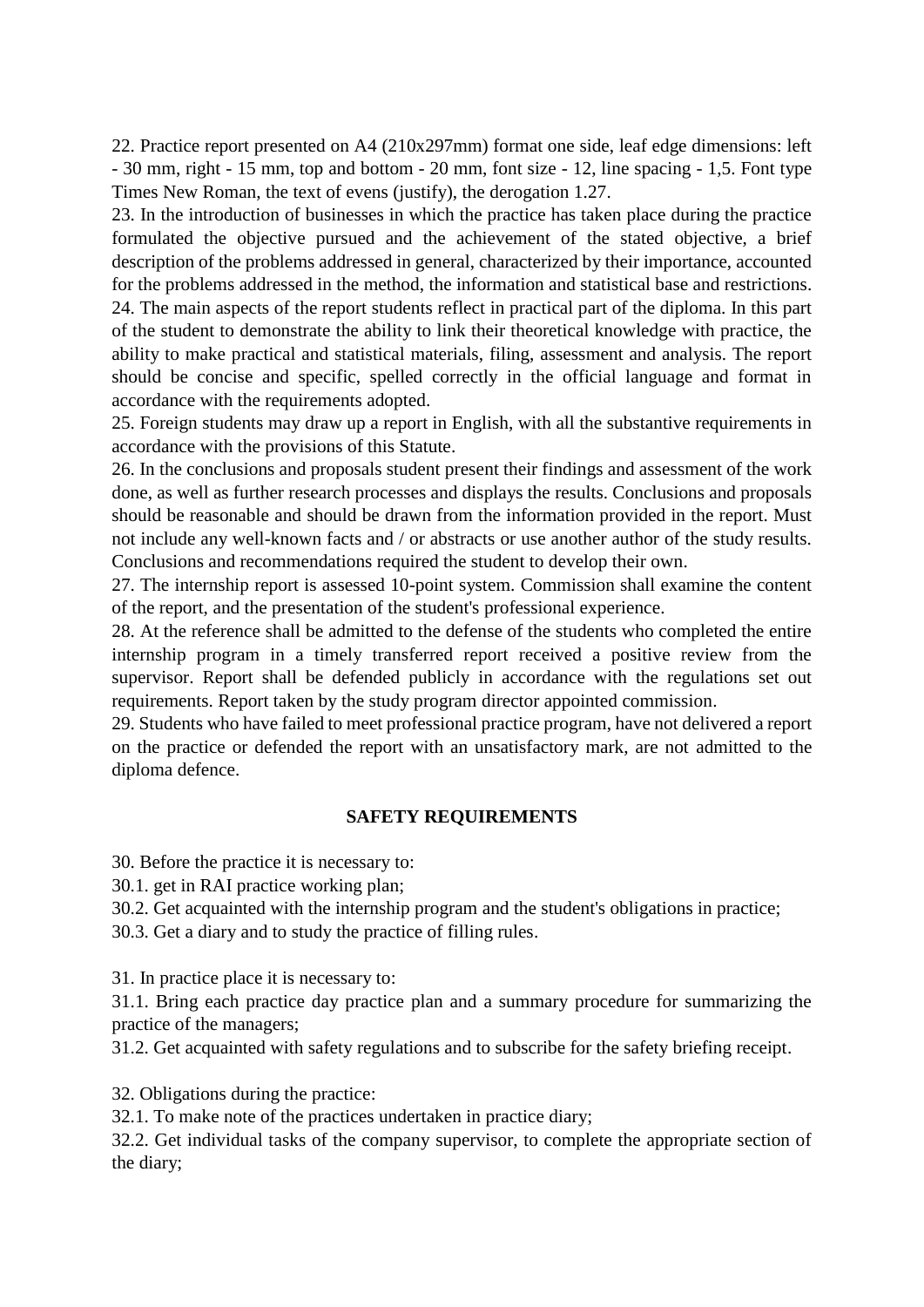22. Practice report presented on A4 (210x297mm) format one side, leaf edge dimensions: left - 30 mm, right - 15 mm, top and bottom - 20 mm, font size - 12, line spacing - 1,5. Font type Times New Roman, the text of evens (justify), the derogation 1.27.

23. In the introduction of businesses in which the practice has taken place during the practice formulated the objective pursued and the achievement of the stated objective, a brief description of the problems addressed in general, characterized by their importance, accounted for the problems addressed in the method, the information and statistical base and restrictions.

24. The main aspects of the report students reflect in practical part of the diploma. In this part of the student to demonstrate the ability to link their theoretical knowledge with practice, the ability to make practical and statistical materials, filing, assessment and analysis. The report should be concise and specific, spelled correctly in the official language and format in accordance with the requirements adopted.

25. Foreign students may draw up a report in English, with all the substantive requirements in accordance with the provisions of this Statute.

26. In the conclusions and proposals student present their findings and assessment of the work done, as well as further research processes and displays the results. Conclusions and proposals should be reasonable and should be drawn from the information provided in the report. Must not include any well-known facts and / or abstracts or use another author of the study results. Conclusions and recommendations required the student to develop their own.

27. The internship report is assessed 10-point system. Commission shall examine the content of the report, and the presentation of the student's professional experience.

28. At the reference shall be admitted to the defense of the students who completed the entire internship program in a timely transferred report received a positive review from the supervisor. Report shall be defended publicly in accordance with the regulations set out requirements. Report taken by the study program director appointed commission.

29. Students who have failed to meet professional practice program, have not delivered a report on the practice or defended the report with an unsatisfactory mark, are not admitted to the diploma defence.

## SAFETY REQUIREMENTS

30. Before the practice it is necessary to:

30.1. get in RAI practice working plan;

30.2. Get acquainted with the internship program and the student's obligations in practice;

30.3. Get a diary and to study the practice of filling rules.

31. In practice place it is necessary to:

31.1. Bring each practice day practice plan and a summary procedure for summarizing the practice of the managers;

31.2. Get acquainted with safety regulations and to subscribe for the safety briefing receipt.

32. Obligations during the practice:

32.1. To make note of the practices undertaken in practice diary;

32.2. Get individual tasks of the company supervisor, to complete the appropriate section of the diary;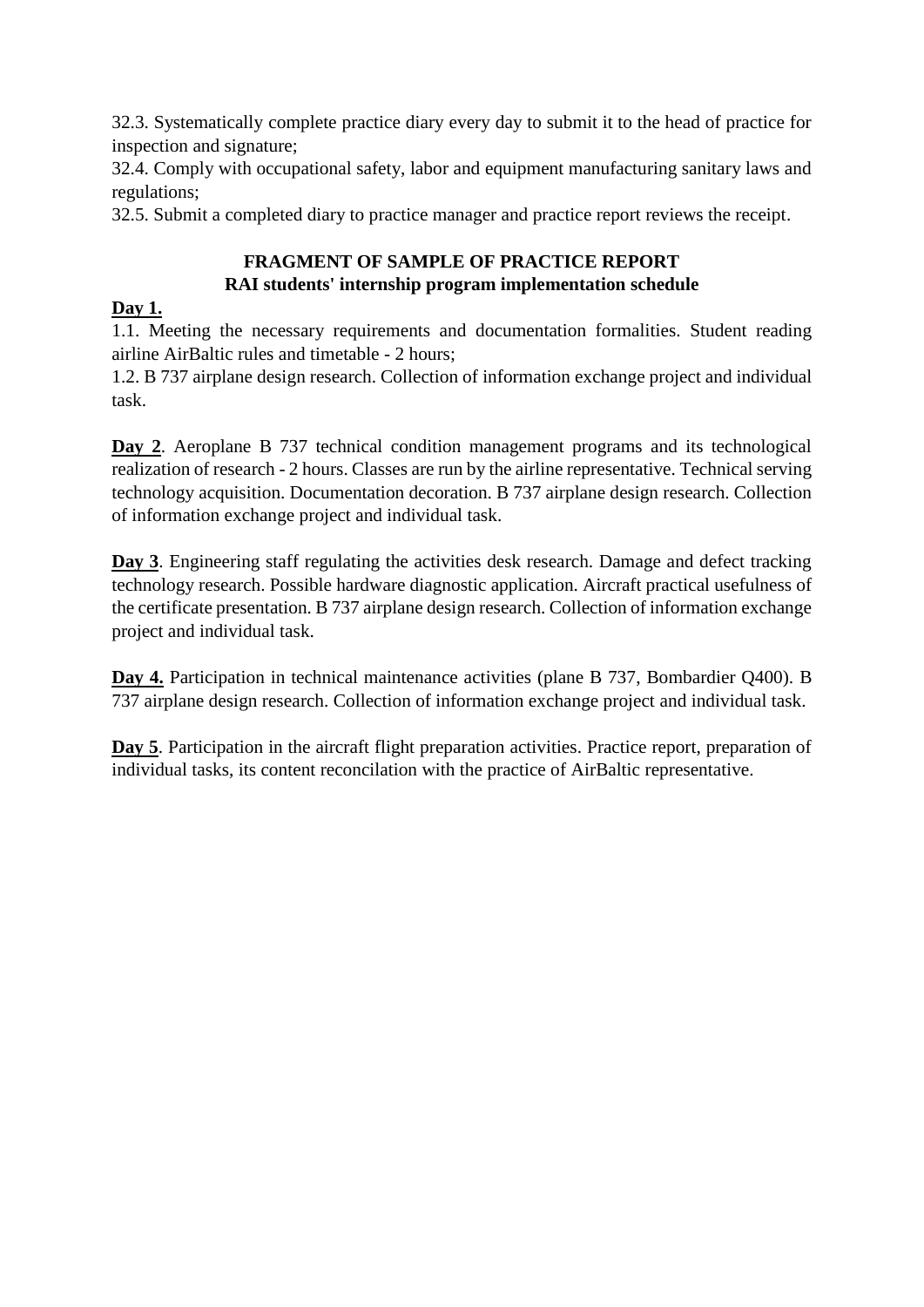32.3. Systematically complete practice diary every day to submit it to the head of practice for inspection and signature;

32.4. Comply with occupational safety, labor and equipment manufacturing sanitary laws and regulations;

32.5. Submit a completed diary to practice manager and practice report reviews the receipt.

**FRAGMENT OF SAMPLE OF PRACTICE REPORT**
**RAI students' internship program implementation schedule**

**Day 1.**

1.1. Meeting the necessary requirements and documentation formalities. Student reading airline AirBaltic rules and timetable - 2 hours;

1.2. B 737 airplane design research. Collection of information exchange project and individual task.

**Day 2**. Aeroplane B 737 technical condition management programs and its technological realization of research - 2 hours. Classes are run by the airline representative. Technical serving technology acquisition. Documentation decoration. B 737 airplane design research. Collection of information exchange project and individual task.

**Day 3**. Engineering staff regulating the activities desk research. Damage and defect tracking technology research. Possible hardware diagnostic application. Aircraft practical usefulness of the certificate presentation. B 737 airplane design research. Collection of information exchange project and individual task.

**Day 4.** Participation in technical maintenance activities (plane B 737, Bombardier Q400). B 737 airplane design research. Collection of information exchange project and individual task.

**Day 5**. Participation in the aircraft flight preparation activities. Practice report, preparation of individual tasks, its content reconcilation with the practice of AirBaltic representative.